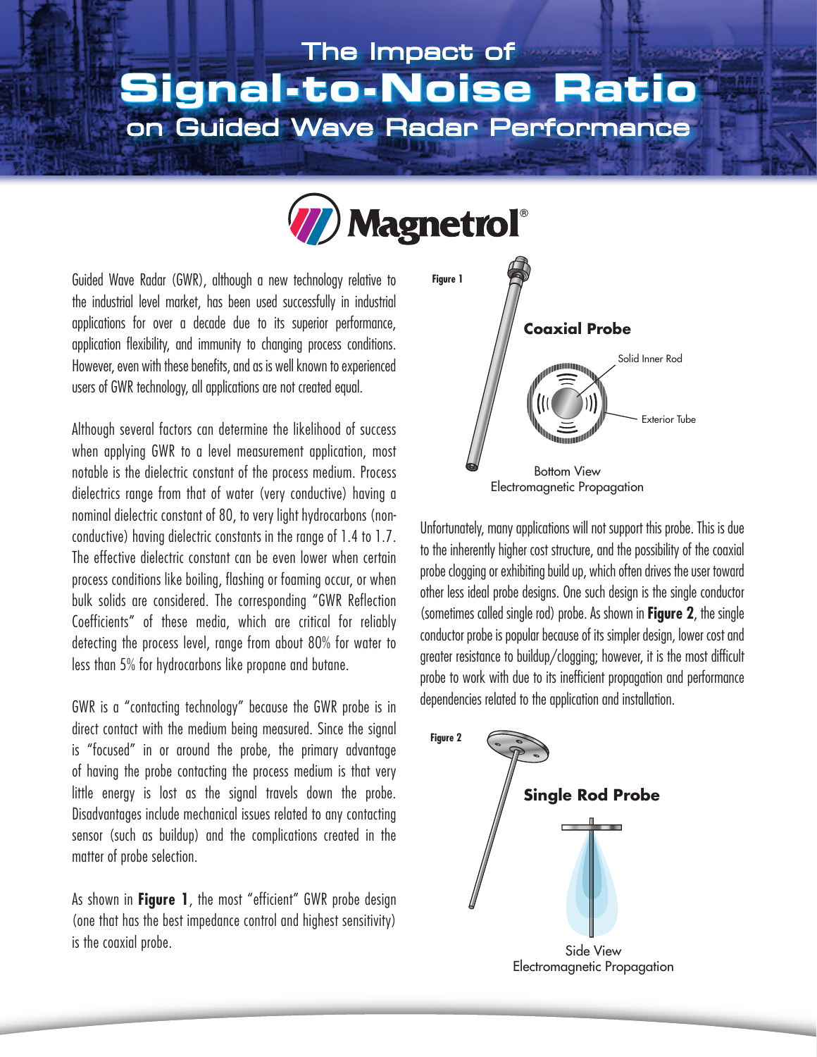# The Impact of Signal-to-Noise Ratio on Guided Wave Radar Performance

Magnetrol®

Guided Wave Radar (GWR), although a new technology relative to the industrial level market, has been used successfully in industrial applications for over a decade due to its superior performance, application flexibility, and immunity to changing process conditions. However, even with these benefits, and as is well known to experienced users of GWR technology, all applications are not created equal.

Although several factors can determine the likelihood of success when applying GWR to a level measurement application, most notable is the dielectric constant of the process medium. Process dielectrics range from that of water (very conductive) having a nominal dielectric constant of 80, to very light hydrocarbons (non-conductive) having dielectric constants in the range of 1.4 to 1.7. The effective dielectric constant can be even lower when certain process conditions like boiling, flashing or foaming occur, or when bulk solids are considered. The corresponding "GWR Reflection Coefficients" of these media, which are critical for reliably detecting the process level, range from about 80% for water to less than 5% for hydrocarbons like propane and butane.

GWR is a "contacting technology" because the GWR probe is in direct contact with the medium being measured. Since the signal is "focused" in or around the probe, the primary advantage of having the probe contacting the process medium is that very little energy is lost as the signal travels down the probe. Disadvantages include mechanical issues related to any contacting sensor (such as buildup) and the complications created in the matter of probe selection.

As shown in **Figure 1**, the most "efficient" GWR probe design (one that has the best impedance control and highest sensitivity) is the coaxial probe.

**Figure 1**

Coaxial Probe

Solid Inner Rod

Exterior Tube

Bottom View
Electromagnetic Propagation

Unfortunately, many applications will not support this probe. This is due to the inherently higher cost structure, and the possibility of the coaxial probe clogging or exhibiting build up, which often drives the user toward other less ideal probe designs. One such design is the single conductor (sometimes called single rod) probe. As shown in **Figure 2**, the single conductor probe is popular because of its simpler design, lower cost and greater resistance to buildup/clogging; however, it is the most difficult probe to work with due to its inefficient propagation and performance dependencies related to the application and installation.

**Figure 2**

Single Rod Probe

Side View
Electromagnetic Propagation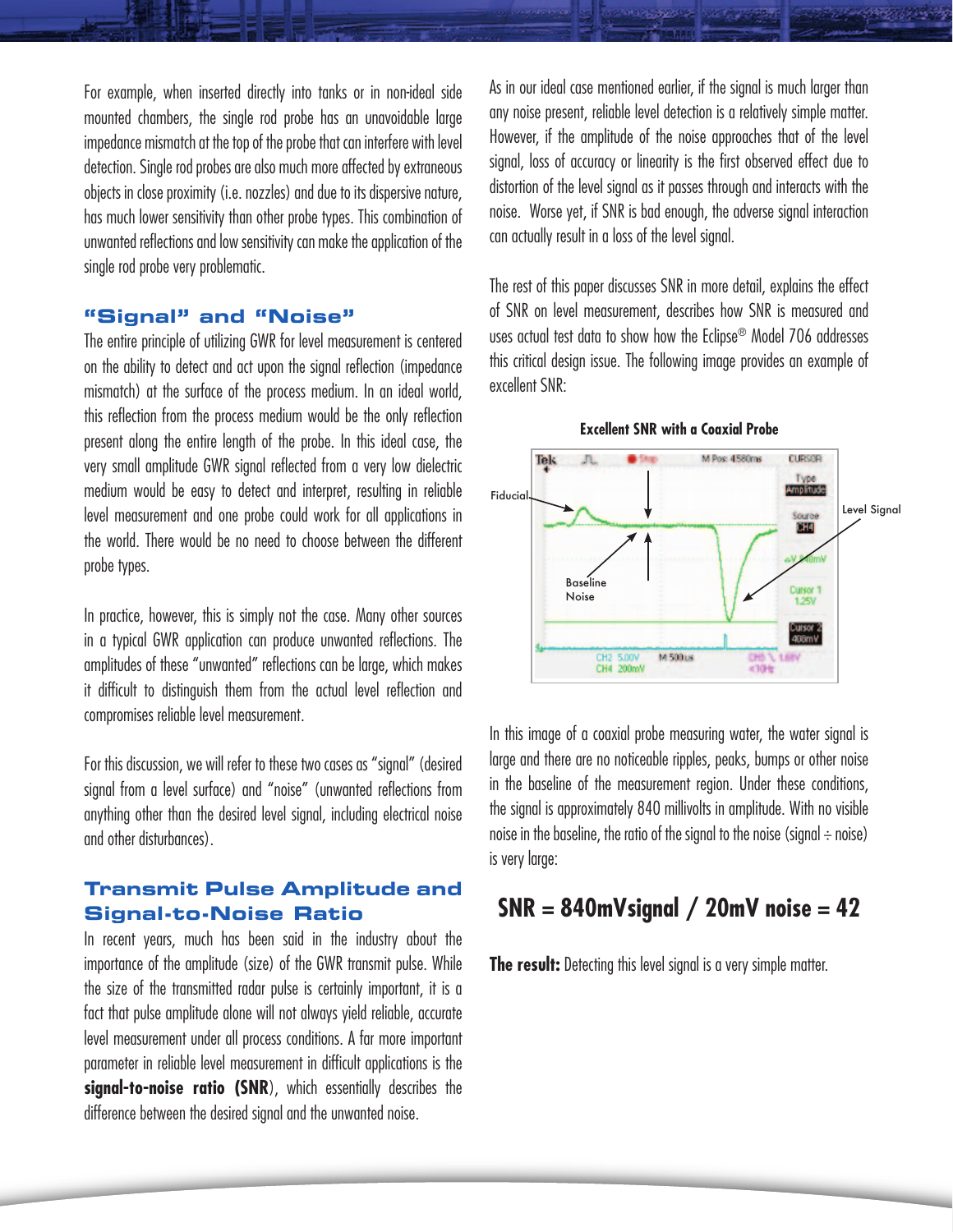For example, when inserted directly into tanks or in non-ideal side mounted chambers, the single rod probe has an unavoidable large impedance mismatch at the top of the probe that can interfere with level detection. Single rod probes are also much more affected by extraneous objects in close proximity (i.e. nozzles) and due to its dispersive nature, has much lower sensitivity than other probe types. This combination of unwanted reflections and low sensitivity can make the application of the single rod probe very problematic.

## "Signal" and "Noise"

The entire principle of utilizing GWR for level measurement is centered on the ability to detect and act upon the signal reflection (impedance mismatch) at the surface of the process medium. In an ideal world, this reflection from the process medium would be the only reflection present along the entire length of the probe. In this ideal case, the very small amplitude GWR signal reflected from a very low dielectric medium would be easy to detect and interpret, resulting in reliable level measurement and one probe could work for all applications in the world. There would be no need to choose between the different probe types.

In practice, however, this is simply not the case. Many other sources in a typical GWR application can produce unwanted reflections. The amplitudes of these "unwanted" reflections can be large, which makes it difficult to distinguish them from the actual level reflection and compromises reliable level measurement.

For this discussion, we will refer to these two cases as "signal" (desired signal from a level surface) and "noise" (unwanted reflections from anything other than the desired level signal, including electrical noise and other disturbances).

## Transmit Pulse Amplitude and Signal-to-Noise Ratio

In recent years, much has been said in the industry about the importance of the amplitude (size) of the GWR transmit pulse. While the size of the transmitted radar pulse is certainly important, it is a fact that pulse amplitude alone will not always yield reliable, accurate level measurement under all process conditions. A far more important parameter in reliable level measurement in difficult applications is the **signal-to-noise ratio (SNR)**, which essentially describes the difference between the desired signal and the unwanted noise.

As in our ideal case mentioned earlier, if the signal is much larger than any noise present, reliable level detection is a relatively simple matter. However, if the amplitude of the noise approaches that of the level signal, loss of accuracy or linearity is the first observed effect due to distortion of the level signal as it passes through and interacts with the noise. Worse yet, if SNR is bad enough, the adverse signal interaction can actually result in a loss of the level signal.

The rest of this paper discusses SNR in more detail, explains the effect of SNR on level measurement, describes how SNR is measured and uses actual test data to show how the Eclipse® Model 706 addresses this critical design issue. The following image provides an example of excellent SNR:

**Excellent SNR with a Coaxial Probe**

In this image of a coaxial probe measuring water, the water signal is large and there are no noticeable ripples, peaks, bumps or other noise in the baseline of the measurement region. Under these conditions, the signal is approximately 840 millivolts in amplitude. With no visible noise in the baseline, the ratio of the signal to the noise (signal ÷ noise) is very large:

**SNR = 840mVsignal / 20mV noise = 42**

**The result:** Detecting this level signal is a very simple matter.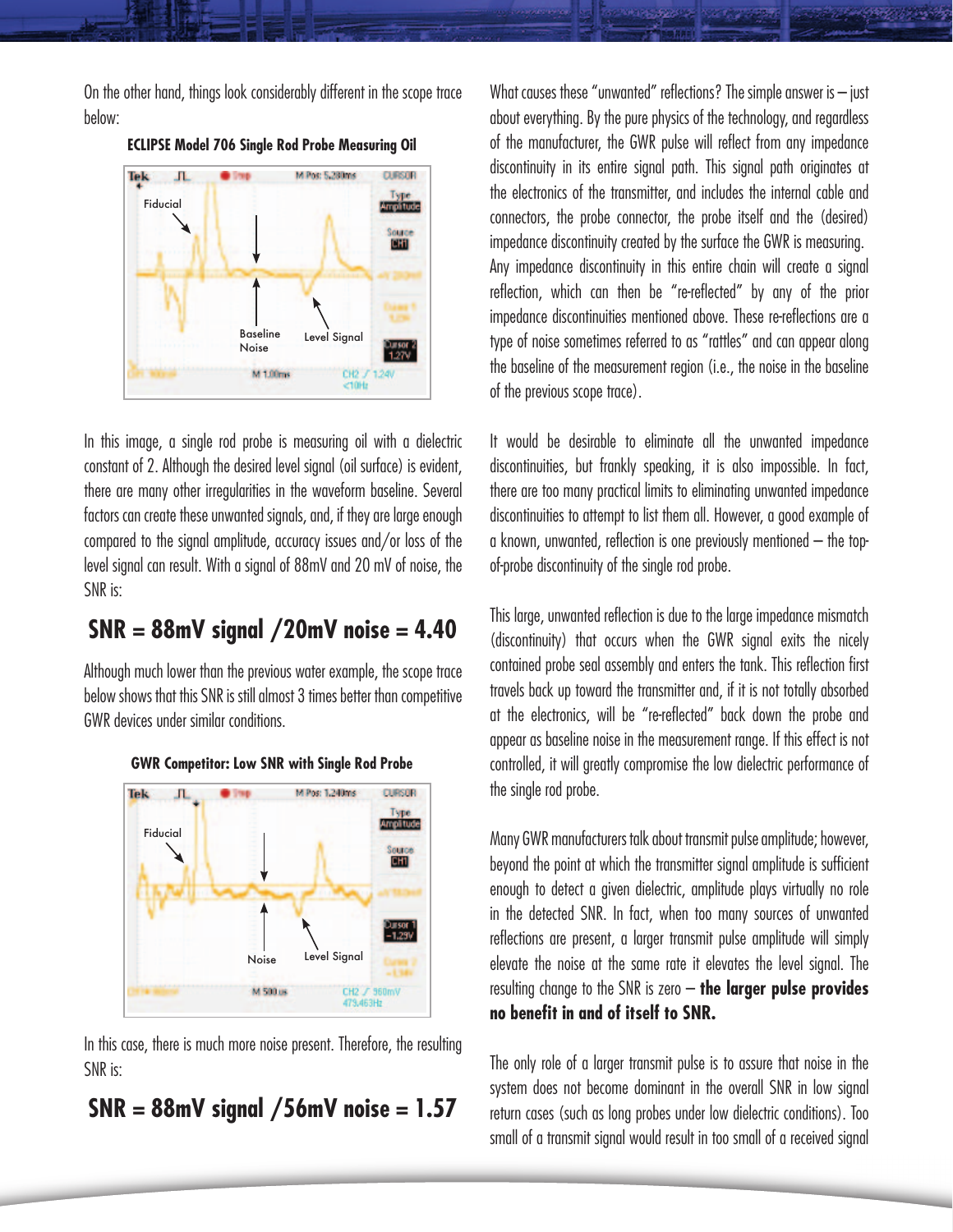On the other hand, things look considerably different in the scope trace below:

**ECLIPSE Model 706 Single Rod Probe Measuring Oil**

In this image, a single rod probe is measuring oil with a dielectric constant of 2. Although the desired level signal (oil surface) is evident, there are many other irregularities in the waveform baseline. Several factors can create these unwanted signals, and, if they are large enough compared to the signal amplitude, accuracy issues and/or loss of the level signal can result. With a signal of 88mV and 20 mV of noise, the SNR is:

## SNR = 88mV signal /20mV noise = 4.40

Although much lower than the previous water example, the scope trace below shows that this SNR is still almost 3 times better than competitive GWR devices under similar conditions.

**GWR Competitor: Low SNR with Single Rod Probe**

In this case, there is much more noise present. Therefore, the resulting SNR is:

## SNR = 88mV signal /56mV noise = 1.57

What causes these "unwanted" reflections? The simple answer is – just about everything. By the pure physics of the technology, and regardless of the manufacturer, the GWR pulse will reflect from any impedance discontinuity in its entire signal path. This signal path originates at the electronics of the transmitter, and includes the internal cable and connectors, the probe connector, the probe itself and the (desired) impedance discontinuity created by the surface the GWR is measuring. Any impedance discontinuity in this entire chain will create a signal reflection, which can then be "re-reflected" by any of the prior impedance discontinuities mentioned above. These re-reflections are a type of noise sometimes referred to as "rattles" and can appear along the baseline of the measurement region (i.e., the noise in the baseline of the previous scope trace).

It would be desirable to eliminate all the unwanted impedance discontinuities, but frankly speaking, it is also impossible. In fact, there are too many practical limits to eliminating unwanted impedance discontinuities to attempt to list them all. However, a good example of a known, unwanted, reflection is one previously mentioned – the top-of-probe discontinuity of the single rod probe.

This large, unwanted reflection is due to the large impedance mismatch (discontinuity) that occurs when the GWR signal exits the nicely contained probe seal assembly and enters the tank. This reflection first travels back up toward the transmitter and, if it is not totally absorbed at the electronics, will be "re-reflected" back down the probe and appear as baseline noise in the measurement range. If this effect is not controlled, it will greatly compromise the low dielectric performance of the single rod probe.

Many GWR manufacturers talk about transmit pulse amplitude; however, beyond the point at which the transmitter signal amplitude is sufficient enough to detect a given dielectric, amplitude plays virtually no role in the detected SNR. In fact, when too many sources of unwanted reflections are present, a larger transmit pulse amplitude will simply elevate the noise at the same rate it elevates the level signal. The resulting change to the SNR is zero – **the larger pulse provides no benefit in and of itself to SNR.**

The only role of a larger transmit pulse is to assure that noise in the system does not become dominant in the overall SNR in low signal return cases (such as long probes under low dielectric conditions). Too small of a transmit signal would result in too small of a received signal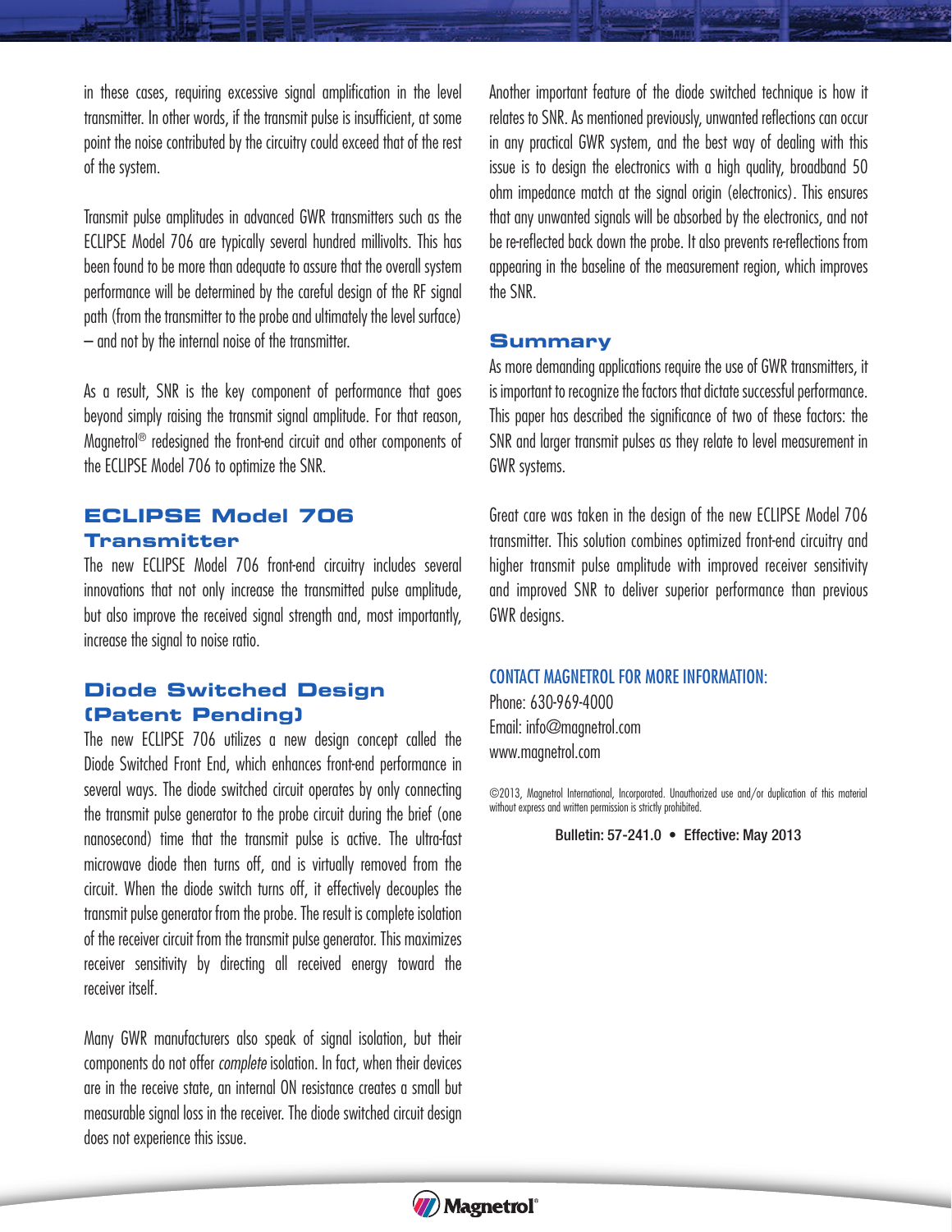in these cases, requiring excessive signal amplification in the level transmitter. In other words, if the transmit pulse is insufficient, at some point the noise contributed by the circuitry could exceed that of the rest of the system.

Transmit pulse amplitudes in advanced GWR transmitters such as the ECLIPSE Model 706 are typically several hundred millivolts. This has been found to be more than adequate to assure that the overall system performance will be determined by the careful design of the RF signal path (from the transmitter to the probe and ultimately the level surface) – and not by the internal noise of the transmitter.

As a result, SNR is the key component of performance that goes beyond simply raising the transmit signal amplitude. For that reason, Magnetrol® redesigned the front-end circuit and other components of the ECLIPSE Model 706 to optimize the SNR.

## ECLIPSE Model 706 Transmitter

The new ECLIPSE Model 706 front-end circuitry includes several innovations that not only increase the transmitted pulse amplitude, but also improve the received signal strength and, most importantly, increase the signal to noise ratio.

## Diode Switched Design (Patent Pending)

The new ECLIPSE 706 utilizes a new design concept called the Diode Switched Front End, which enhances front-end performance in several ways. The diode switched circuit operates by only connecting the transmit pulse generator to the probe circuit during the brief (one nanosecond) time that the transmit pulse is active. The ultra-fast microwave diode then turns off, and is virtually removed from the circuit. When the diode switch turns off, it effectively decouples the transmit pulse generator from the probe. The result is complete isolation of the receiver circuit from the transmit pulse generator. This maximizes receiver sensitivity by directing all received energy toward the receiver itself.

Many GWR manufacturers also speak of signal isolation, but their components do not offer *complete* isolation. In fact, when their devices are in the receive state, an internal ON resistance creates a small but measurable signal loss in the receiver. The diode switched circuit design does not experience this issue.

Another important feature of the diode switched technique is how it relates to SNR. As mentioned previously, unwanted reflections can occur in any practical GWR system, and the best way of dealing with this issue is to design the electronics with a high quality, broadband 50 ohm impedance match at the signal origin (electronics). This ensures that any unwanted signals will be absorbed by the electronics, and not be re-reflected back down the probe. It also prevents re-reflections from appearing in the baseline of the measurement region, which improves the SNR.

## Summary

As more demanding applications require the use of GWR transmitters, it is important to recognize the factors that dictate successful performance. This paper has described the significance of two of these factors: the SNR and larger transmit pulses as they relate to level measurement in GWR systems.

Great care was taken in the design of the new ECLIPSE Model 706 transmitter. This solution combines optimized front-end circuitry and higher transmit pulse amplitude with improved receiver sensitivity and improved SNR to deliver superior performance than previous GWR designs.

CONTACT MAGNETROL FOR MORE INFORMATION:
Phone: 630-969-4000
Email: info@magnetrol.com
www.magnetrol.com

©2013, Magnetrol International, Incorporated. Unauthorized use and/or duplication of this material without express and written permission is strictly prohibited.

Bulletin: 57-241.0 • Effective: May 2013